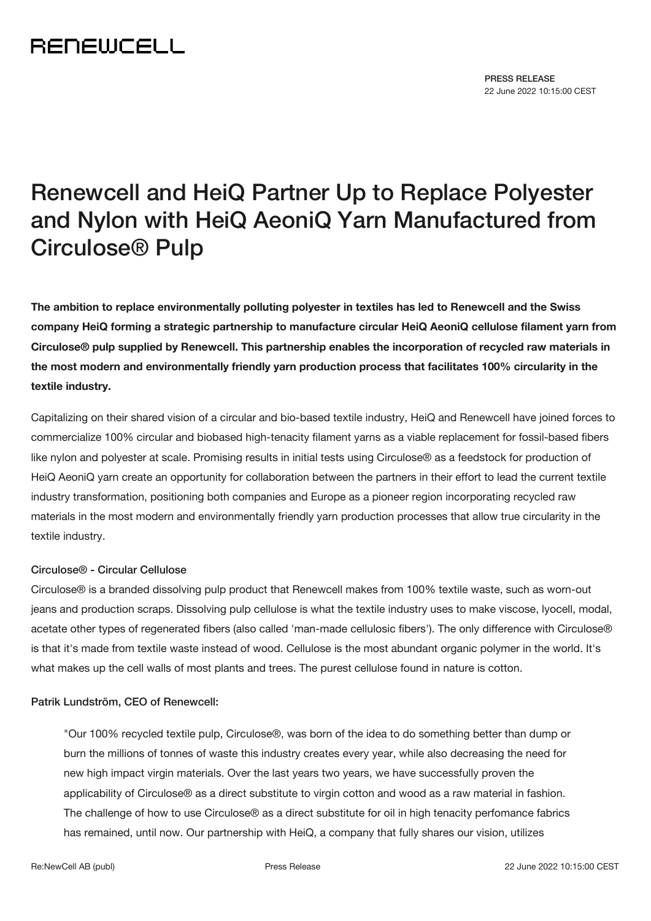# Renewcell and HeiQ Partner Up to Replace Polyester and Nylon with HeiQ AeoniQ Yarn Manufactured from Circulose® Pulp

PRESS RELEASE
22 June 2022 10:15:00 CEST

**The ambition to replace environmentally polluting polyester in textiles has led to Renewcell and the Swiss company HeiQ forming a strategic partnership to manufacture circular HeiQ AeoniQ cellulose filament yarn from Circulose® pulp supplied by Renewcell. This partnership enables the incorporation of recycled raw materials in the most modern and environmentally friendly yarn production process that facilitates 100% circularity in the textile industry.**

Capitalizing on their shared vision of a circular and bio-based textile industry, HeiQ and Renewcell have joined forces to commercialize 100% circular and biobased high-tenacity filament yarns as a viable replacement for fossil-based fibers like nylon and polyester at scale. Promising results in initial tests using Circulose® as a feedstock for production of HeiQ AeoniQ yarn create an opportunity for collaboration between the partners in their effort to lead the current textile industry transformation, positioning both companies and Europe as a pioneer region incorporating recycled raw materials in the most modern and environmentally friendly yarn production processes that allow true circularity in the textile industry.

## Circulose® - Circular Cellulose

Circulose® is a branded dissolving pulp product that Renewcell makes from 100% textile waste, such as worn-out jeans and production scraps. Dissolving pulp cellulose is what the textile industry uses to make viscose, lyocell, modal, acetate other types of regenerated fibers (also called 'man-made cellulosic fibers'). The only difference with Circulose® is that it's made from textile waste instead of wood. Cellulose is the most abundant organic polymer in the world. It's what makes up the cell walls of most plants and trees. The purest cellulose found in nature is cotton.

**Patrik Lundström, CEO of Renewcell:**

> "Our 100% recycled textile pulp, Circulose®, was born of the idea to do something better than dump or burn the millions of tonnes of waste this industry creates every year, while also decreasing the need for new high impact virgin materials. Over the last years two years, we have successfully proven the applicability of Circulose® as a direct substitute to virgin cotton and wood as a raw material in fashion. The challenge of how to use Circulose® as a direct substitute for oil in high tenacity perfomance fabrics has remained, until now. Our partnership with HeiQ, a company that fully shares our vision, utilizes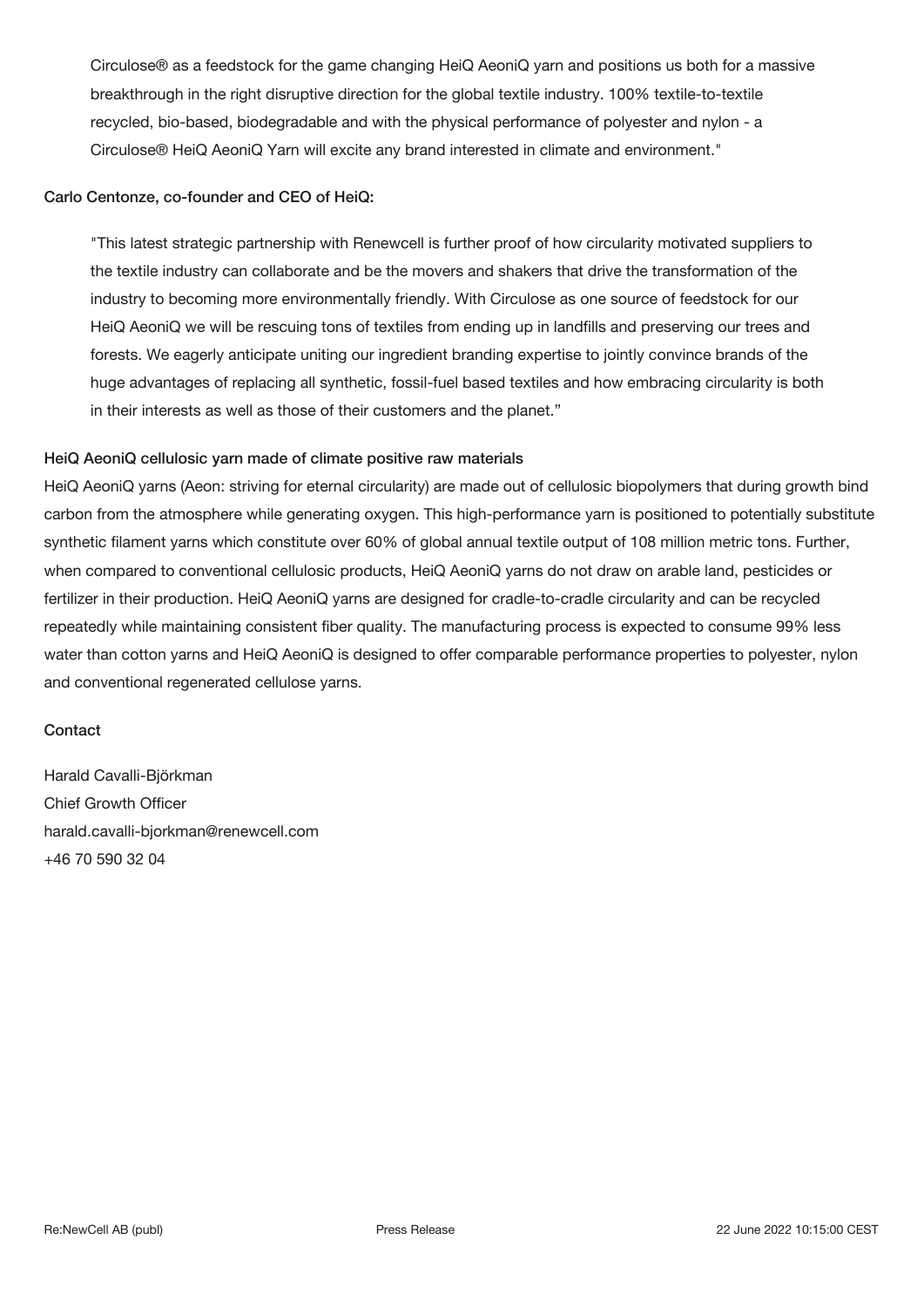Circulose® as a feedstock for the game changing HeiQ AeoniQ yarn and positions us both for a massive breakthrough in the right disruptive direction for the global textile industry. 100% textile-to-textile recycled, bio-based, biodegradable and with the physical performance of polyester and nylon - a Circulose® HeiQ AeoniQ Yarn will excite any brand interested in climate and environment."

**Carlo Centonze, co-founder and CEO of HeiQ:**

"This latest strategic partnership with Renewcell is further proof of how circularity motivated suppliers to the textile industry can collaborate and be the movers and shakers that drive the transformation of the industry to becoming more environmentally friendly. With Circulose as one source of feedstock for our HeiQ AeoniQ we will be rescuing tons of textiles from ending up in landfills and preserving our trees and forests. We eagerly anticipate uniting our ingredient branding expertise to jointly convince brands of the huge advantages of replacing all synthetic, fossil-fuel based textiles and how embracing circularity is both in their interests as well as those of their customers and the planet."

**HeiQ AeoniQ cellulosic yarn made of climate positive raw materials**

HeiQ AeoniQ yarns (Aeon: striving for eternal circularity) are made out of cellulosic biopolymers that during growth bind carbon from the atmosphere while generating oxygen. This high-performance yarn is positioned to potentially substitute synthetic filament yarns which constitute over 60% of global annual textile output of 108 million metric tons. Further, when compared to conventional cellulosic products, HeiQ AeoniQ yarns do not draw on arable land, pesticides or fertilizer in their production. HeiQ AeoniQ yarns are designed for cradle-to-cradle circularity and can be recycled repeatedly while maintaining consistent fiber quality. The manufacturing process is expected to consume 99% less water than cotton yarns and HeiQ AeoniQ is designed to offer comparable performance properties to polyester, nylon and conventional regenerated cellulose yarns.

**Contact**

Harald Cavalli-Björkman
Chief Growth Officer
harald.cavalli-bjorkman@renewcell.com
+46 70 590 32 04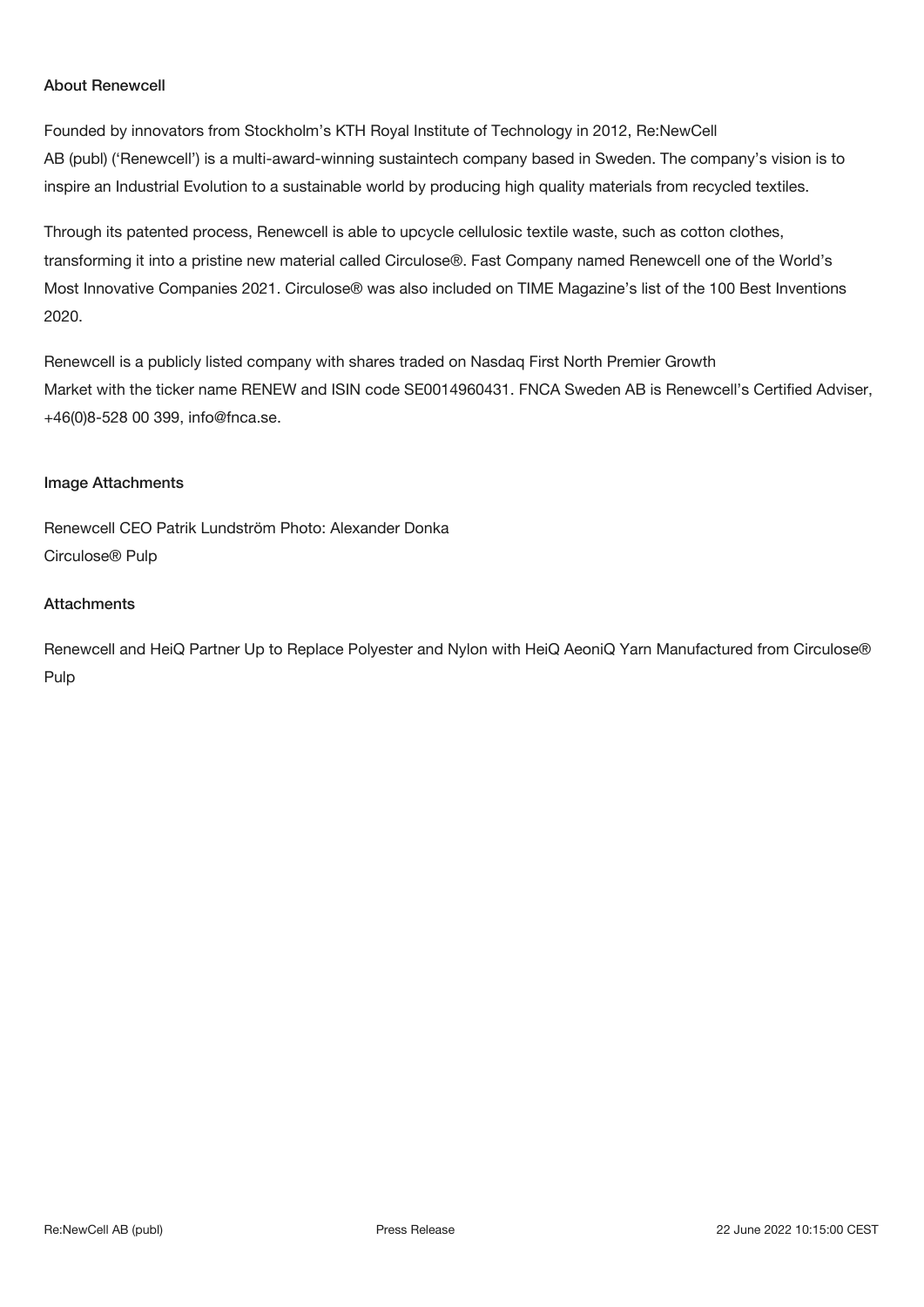### About Renewcell

Founded by innovators from Stockholm's KTH Royal Institute of Technology in 2012, Re:NewCell AB (publ) ('Renewcell') is a multi-award-winning sustaintech company based in Sweden. The company's vision is to inspire an Industrial Evolution to a sustainable world by producing high quality materials from recycled textiles.

Through its patented process, Renewcell is able to upcycle cellulosic textile waste, such as cotton clothes, transforming it into a pristine new material called Circulose®. Fast Company named Renewcell one of the World's Most Innovative Companies 2021. Circulose® was also included on TIME Magazine's list of the 100 Best Inventions 2020.

Renewcell is a publicly listed company with shares traded on Nasdaq First North Premier Growth Market with the ticker name RENEW and ISIN code SE0014960431. FNCA Sweden AB is Renewcell's Certified Adviser, +46(0)8-528 00 399, info@fnca.se.

### Image Attachments

Renewcell CEO Patrik Lundström Photo: Alexander Donka
Circulose® Pulp

### Attachments

Renewcell and HeiQ Partner Up to Replace Polyester and Nylon with HeiQ AeoniQ Yarn Manufactured from Circulose® Pulp